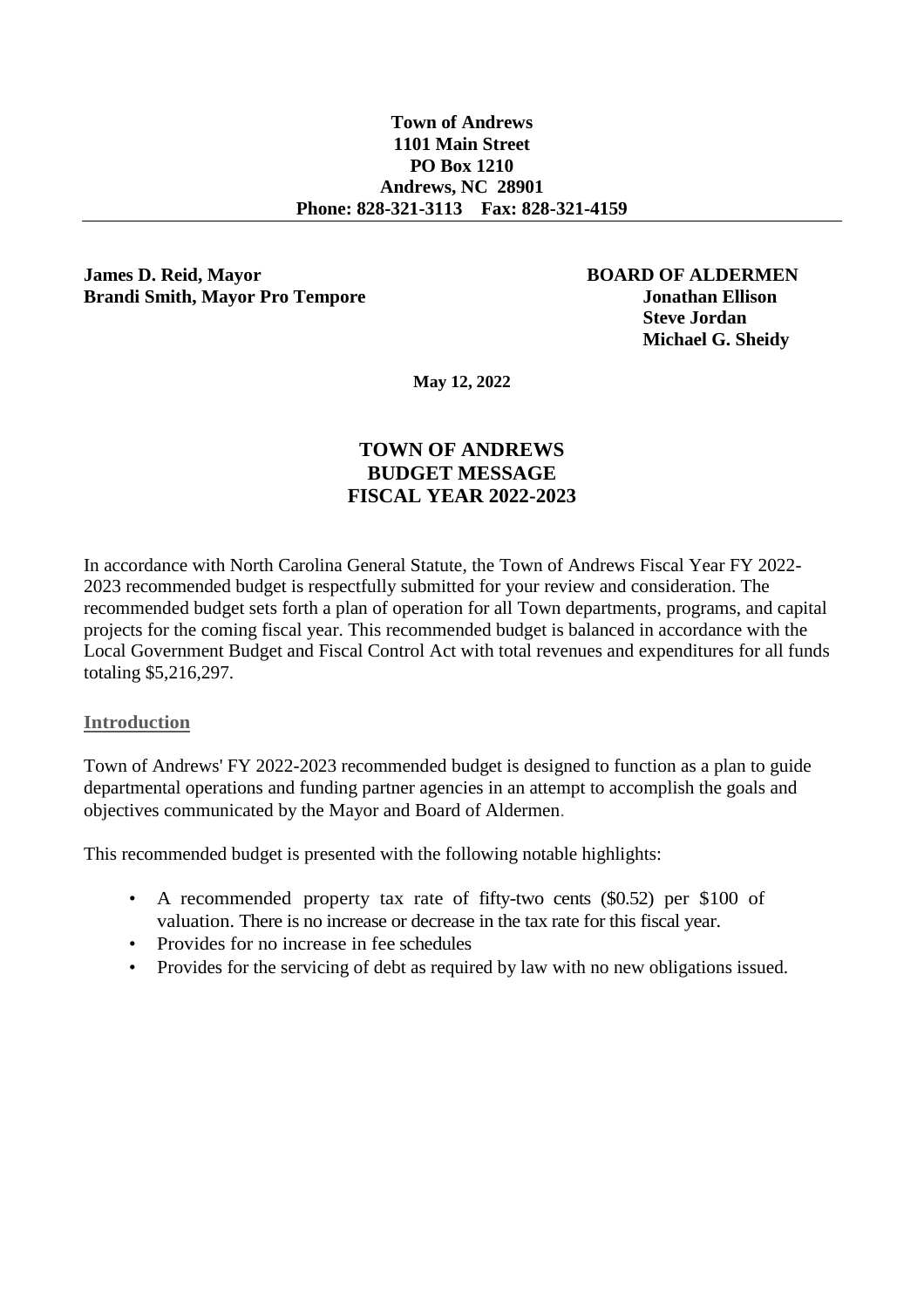**Town of Andrews**
**1101 Main Street**
**PO Box 1210**
**Andrews, NC 28901**
**Phone: 828-321-3113 Fax: 828-321-4159**

---

**James D. Reid, Mayor**
**Brandi Smith, Mayor Pro Tempore**

**BOARD OF ALDERMEN**
**Jonathan Ellison**
**Steve Jordan**
**Michael G. Sheidy**

**May 12, 2022**

# TOWN OF ANDREWS
# BUDGET MESSAGE
# FISCAL YEAR 2022-2023

In accordance with North Carolina General Statute, the Town of Andrews Fiscal Year FY 2022-2023 recommended budget is respectfully submitted for your review and consideration. The recommended budget sets forth a plan of operation for all Town departments, programs, and capital projects for the coming fiscal year. This recommended budget is balanced in accordance with the Local Government Budget and Fiscal Control Act with total revenues and expenditures for all funds totaling $5,216,297.

## Introduction

Town of Andrews' FY 2022-2023 recommended budget is designed to function as a plan to guide departmental operations and funding partner agencies in an attempt to accomplish the goals and objectives communicated by the Mayor and Board of Aldermen.

This recommended budget is presented with the following notable highlights:

- A recommended property tax rate of fifty-two cents ($0.52) per $100 of valuation. There is no increase or decrease in the tax rate for this fiscal year.
- Provides for no increase in fee schedules
- Provides for the servicing of debt as required by law with no new obligations issued.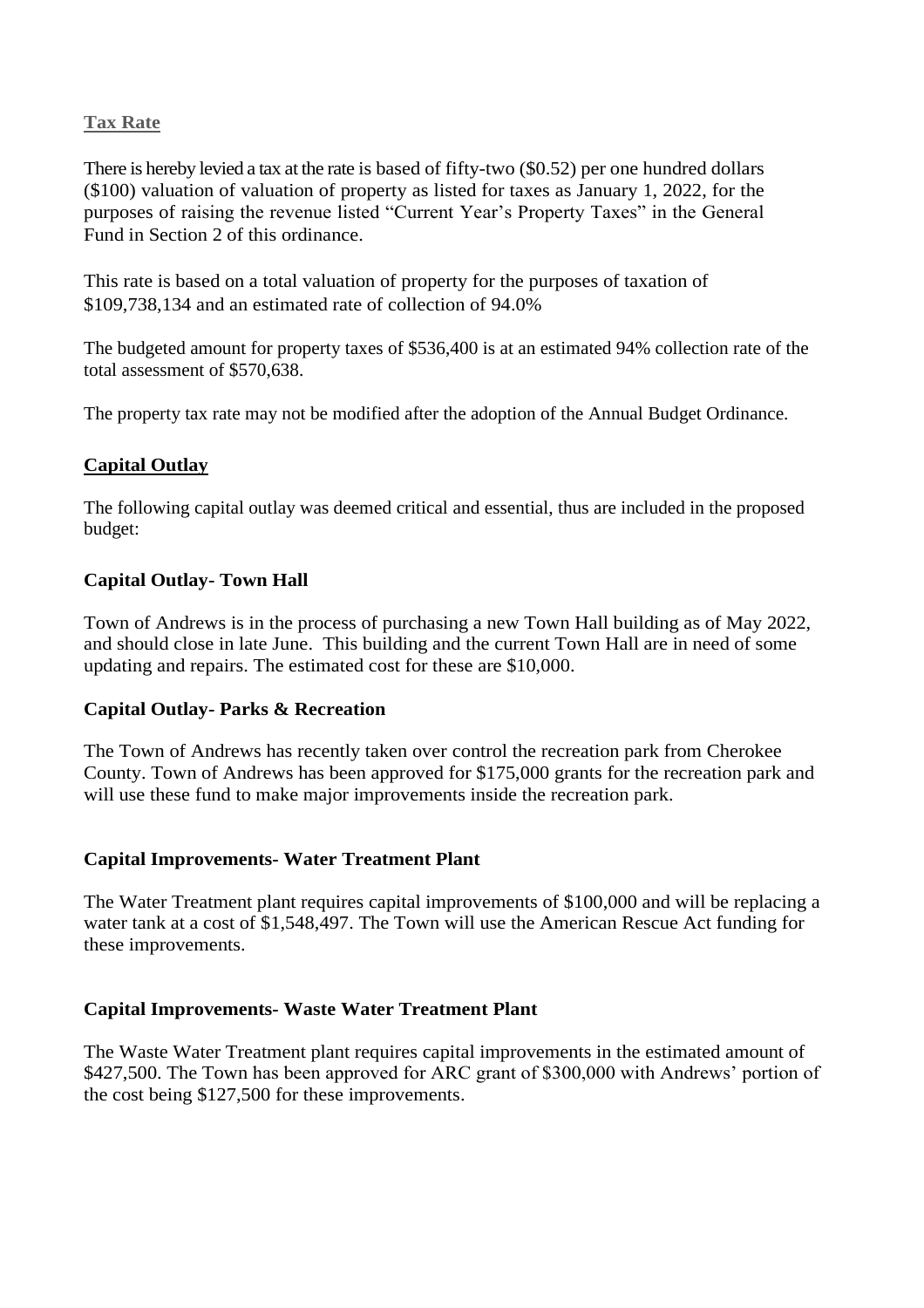## Tax Rate

There is hereby levied a tax at the rate is based of fifty-two ($0.52) per one hundred dollars ($100) valuation of valuation of property as listed for taxes as January 1, 2022, for the purposes of raising the revenue listed "Current Year's Property Taxes" in the General Fund in Section 2 of this ordinance.

This rate is based on a total valuation of property for the purposes of taxation of $109,738,134 and an estimated rate of collection of 94.0%

The budgeted amount for property taxes of $536,400 is at an estimated 94% collection rate of the total assessment of $570,638.

The property tax rate may not be modified after the adoption of the Annual Budget Ordinance.

## Capital Outlay

The following capital outlay was deemed critical and essential, thus are included in the proposed budget:

### Capital Outlay- Town Hall

Town of Andrews is in the process of purchasing a new Town Hall building as of May 2022, and should close in late June. This building and the current Town Hall are in need of some updating and repairs. The estimated cost for these are $10,000.

### Capital Outlay- Parks & Recreation

The Town of Andrews has recently taken over control the recreation park from Cherokee County. Town of Andrews has been approved for $175,000 grants for the recreation park and will use these fund to make major improvements inside the recreation park.

### Capital Improvements- Water Treatment Plant

The Water Treatment plant requires capital improvements of $100,000 and will be replacing a water tank at a cost of $1,548,497. The Town will use the American Rescue Act funding for these improvements.

### Capital Improvements- Waste Water Treatment Plant

The Waste Water Treatment plant requires capital improvements in the estimated amount of $427,500. The Town has been approved for ARC grant of $300,000 with Andrews' portion of the cost being $127,500 for these improvements.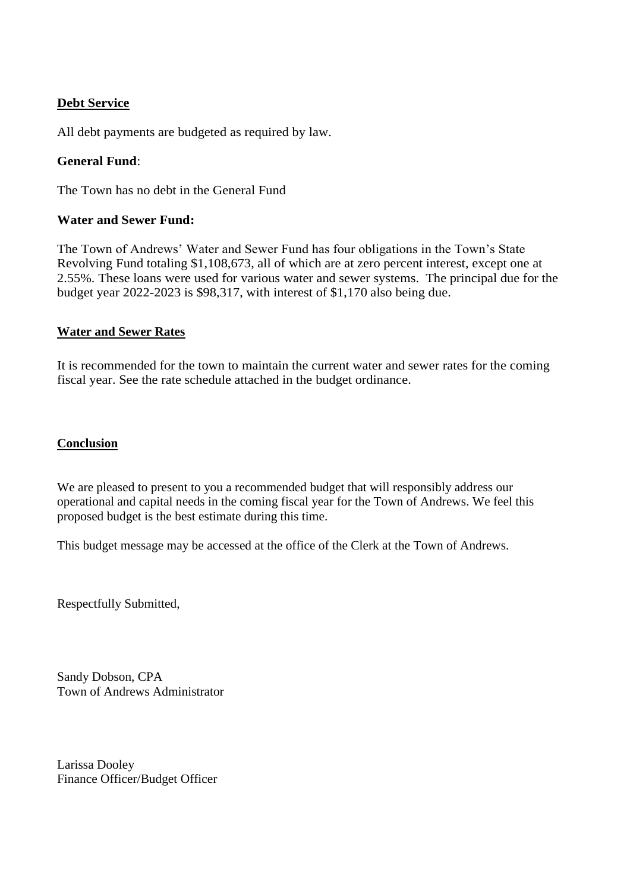## Debt Service

All debt payments are budgeted as required by law.

**General Fund**:

The Town has no debt in the General Fund

**Water and Sewer Fund:**

The Town of Andrews' Water and Sewer Fund has four obligations in the Town's State Revolving Fund totaling $1,108,673, all of which are at zero percent interest, except one at 2.55%. These loans were used for various water and sewer systems. The principal due for the budget year 2022-2023 is $98,317, with interest of $1,170 also being due.

## Water and Sewer Rates

It is recommended for the town to maintain the current water and sewer rates for the coming fiscal year. See the rate schedule attached in the budget ordinance.

## Conclusion

We are pleased to present to you a recommended budget that will responsibly address our operational and capital needs in the coming fiscal year for the Town of Andrews. We feel this proposed budget is the best estimate during this time.

This budget message may be accessed at the office of the Clerk at the Town of Andrews.

Respectfully Submitted,

Sandy Dobson, CPA
Town of Andrews Administrator

Larissa Dooley
Finance Officer/Budget Officer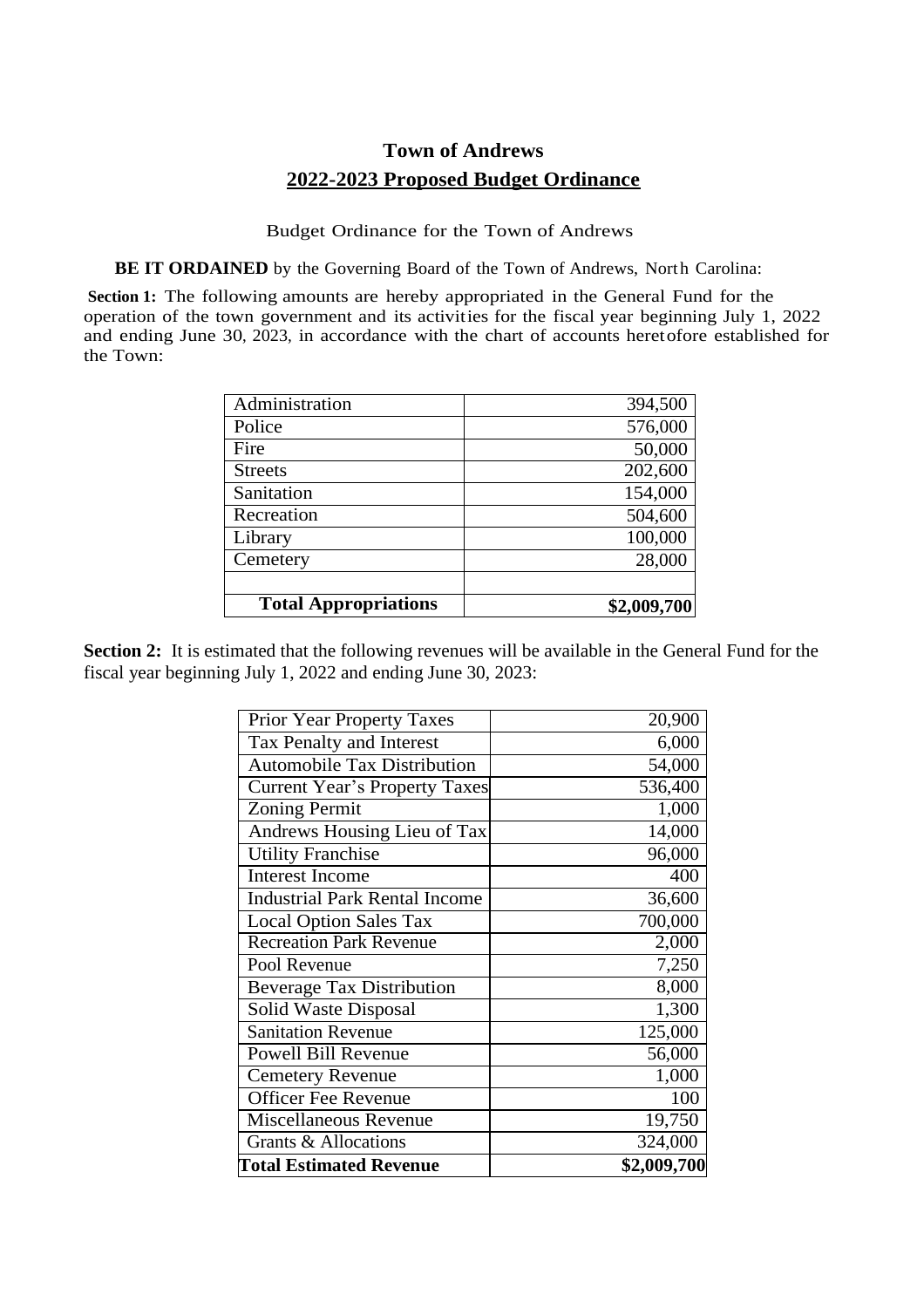# Town of Andrews

## 2022-2023 Proposed Budget Ordinance

Budget Ordinance for the Town of Andrews

**BE IT ORDAINED** by the Governing Board of the Town of Andrews, North Carolina:

**Section 1:** The following amounts are hereby appropriated in the General Fund for the operation of the town government and its activities for the fiscal year beginning July 1, 2022 and ending June 30, 2023, in accordance with the chart of accounts heretofore established for the Town:

| | |
|---|---|
| Administration | 394,500 |
| Police | 576,000 |
| Fire | 50,000 |
| Streets | 202,600 |
| Sanitation | 154,000 |
| Recreation | 504,600 |
| Library | 100,000 |
| Cemetery | 28,000 |
| | |
| **Total Appropriations** | **$2,009,700** |

**Section 2:** It is estimated that the following revenues will be available in the General Fund for the fiscal year beginning July 1, 2022 and ending June 30, 2023:

| | |
|---|---|
| Prior Year Property Taxes | 20,900 |
| Tax Penalty and Interest | 6,000 |
| Automobile Tax Distribution | 54,000 |
| Current Year's Property Taxes | 536,400 |
| Zoning Permit | 1,000 |
| Andrews Housing Lieu of Tax | 14,000 |
| Utility Franchise | 96,000 |
| Interest Income | 400 |
| Industrial Park Rental Income | 36,600 |
| Local Option Sales Tax | 700,000 |
| Recreation Park Revenue | 2,000 |
| Pool Revenue | 7,250 |
| Beverage Tax Distribution | 8,000 |
| Solid Waste Disposal | 1,300 |
| Sanitation Revenue | 125,000 |
| Powell Bill Revenue | 56,000 |
| Cemetery Revenue | 1,000 |
| Officer Fee Revenue | 100 |
| Miscellaneous Revenue | 19,750 |
| Grants & Allocations | 324,000 |
| **Total Estimated Revenue** | **$2,009,700** |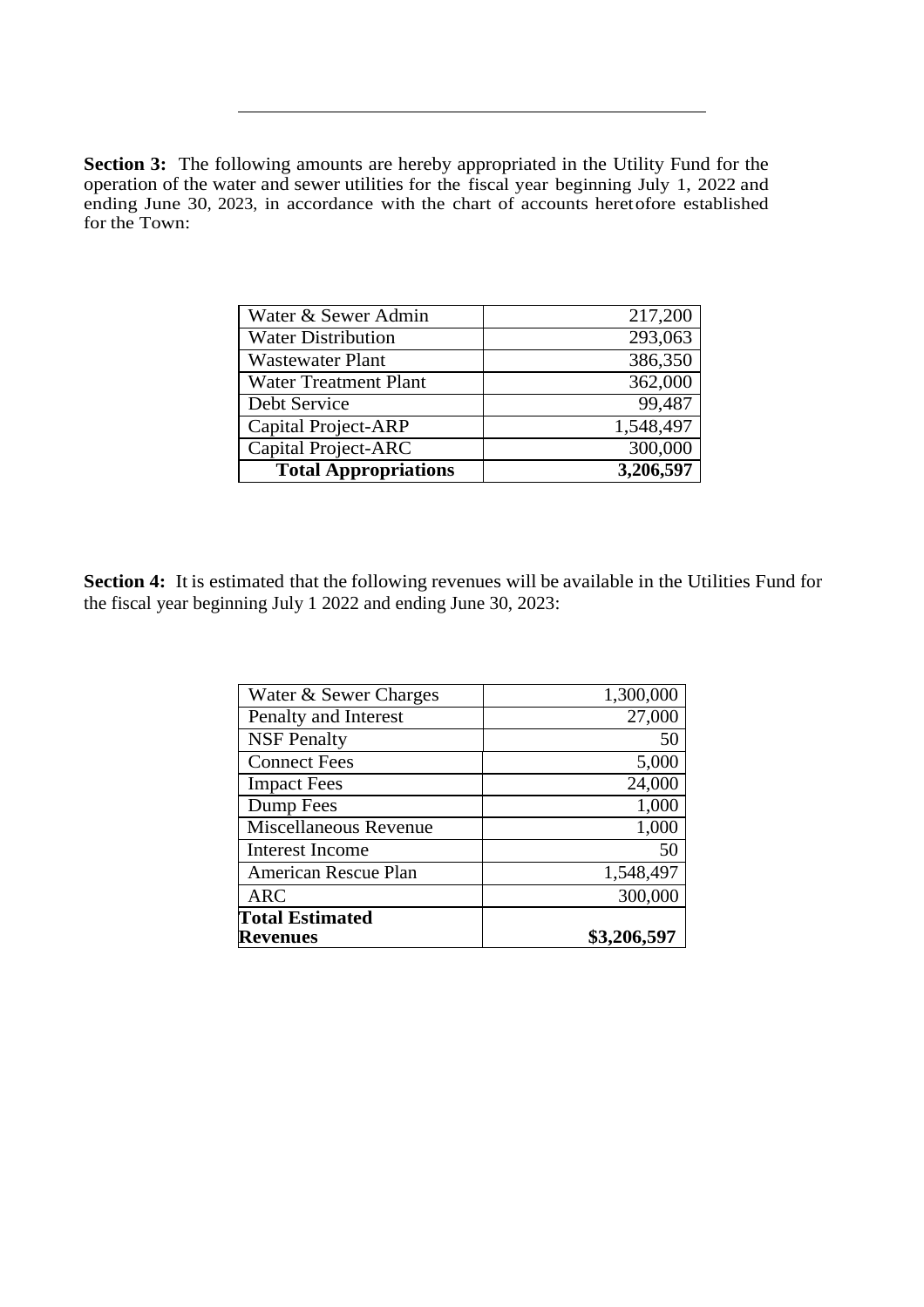**Section 3:** The following amounts are hereby appropriated in the Utility Fund for the operation of the water and sewer utilities for the fiscal year beginning July 1, 2022 and ending June 30, 2023, in accordance with the chart of accounts heretofore established for the Town:

| | |
|---|---|
| Water & Sewer Admin | 217,200 |
| Water Distribution | 293,063 |
| Wastewater Plant | 386,350 |
| Water Treatment Plant | 362,000 |
| Debt Service | 99,487 |
| Capital Project-ARP | 1,548,497 |
| Capital Project-ARC | 300,000 |
| **Total Appropriations** | **3,206,597** |

**Section 4:** It is estimated that the following revenues will be available in the Utilities Fund for the fiscal year beginning July 1 2022 and ending June 30, 2023:

| | |
|---|---|
| Water & Sewer Charges | 1,300,000 |
| Penalty and Interest | 27,000 |
| NSF Penalty | 50 |
| Connect Fees | 5,000 |
| Impact Fees | 24,000 |
| Dump Fees | 1,000 |
| Miscellaneous Revenue | 1,000 |
| Interest Income | 50 |
| American Rescue Plan | 1,548,497 |
| ARC | 300,000 |
| **Total Estimated Revenues** | **$3,206,597** |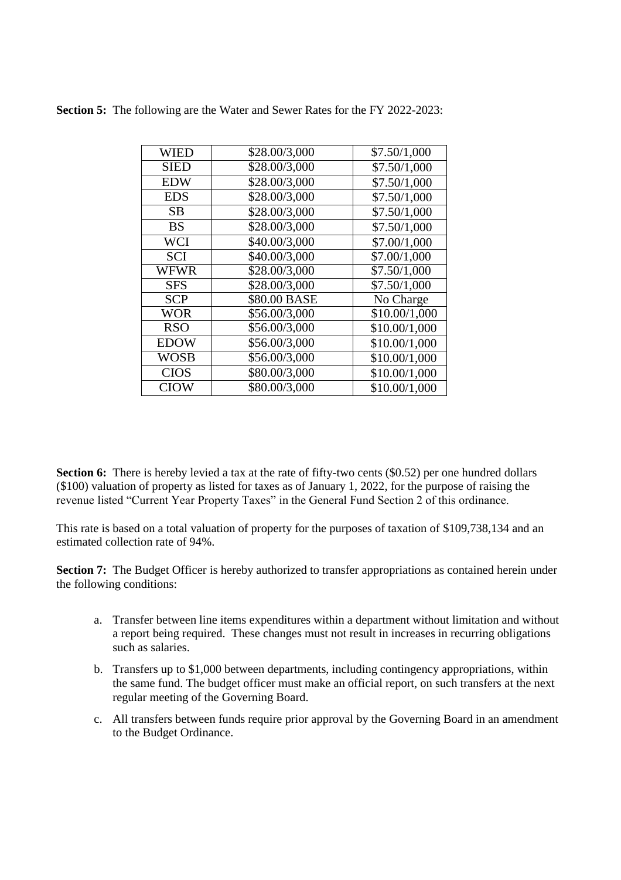**Section 5:** The following are the Water and Sewer Rates for the FY 2022-2023:

| | | |
|---|---|---|
| WIED | $28.00/3,000 | $7.50/1,000 |
| SIED | $28.00/3,000 | $7.50/1,000 |
| EDW | $28.00/3,000 | $7.50/1,000 |
| EDS | $28.00/3,000 | $7.50/1,000 |
| SB | $28.00/3,000 | $7.50/1,000 |
| BS | $28.00/3,000 | $7.50/1,000 |
| WCI | $40.00/3,000 | $7.00/1,000 |
| SCI | $40.00/3,000 | $7.00/1,000 |
| WFWR | $28.00/3,000 | $7.50/1,000 |
| SFS | $28.00/3,000 | $7.50/1,000 |
| SCP | $80.00 BASE | No Charge |
| WOR | $56.00/3,000 | $10.00/1,000 |
| RSO | $56.00/3,000 | $10.00/1,000 |
| EDOW | $56.00/3,000 | $10.00/1,000 |
| WOSB | $56.00/3,000 | $10.00/1,000 |
| CIOS | $80.00/3,000 | $10.00/1,000 |
| CIOW | $80.00/3,000 | $10.00/1,000 |

**Section 6:** There is hereby levied a tax at the rate of fifty-two cents ($0.52) per one hundred dollars ($100) valuation of property as listed for taxes as of January 1, 2022, for the purpose of raising the revenue listed "Current Year Property Taxes" in the General Fund Section 2 of this ordinance.

This rate is based on a total valuation of property for the purposes of taxation of $109,738,134 and an estimated collection rate of 94%.

**Section 7:** The Budget Officer is hereby authorized to transfer appropriations as contained herein under the following conditions:

a. Transfer between line items expenditures within a department without limitation and without a report being required. These changes must not result in increases in recurring obligations such as salaries.

b. Transfers up to $1,000 between departments, including contingency appropriations, within the same fund. The budget officer must make an official report, on such transfers at the next regular meeting of the Governing Board.

c. All transfers between funds require prior approval by the Governing Board in an amendment to the Budget Ordinance.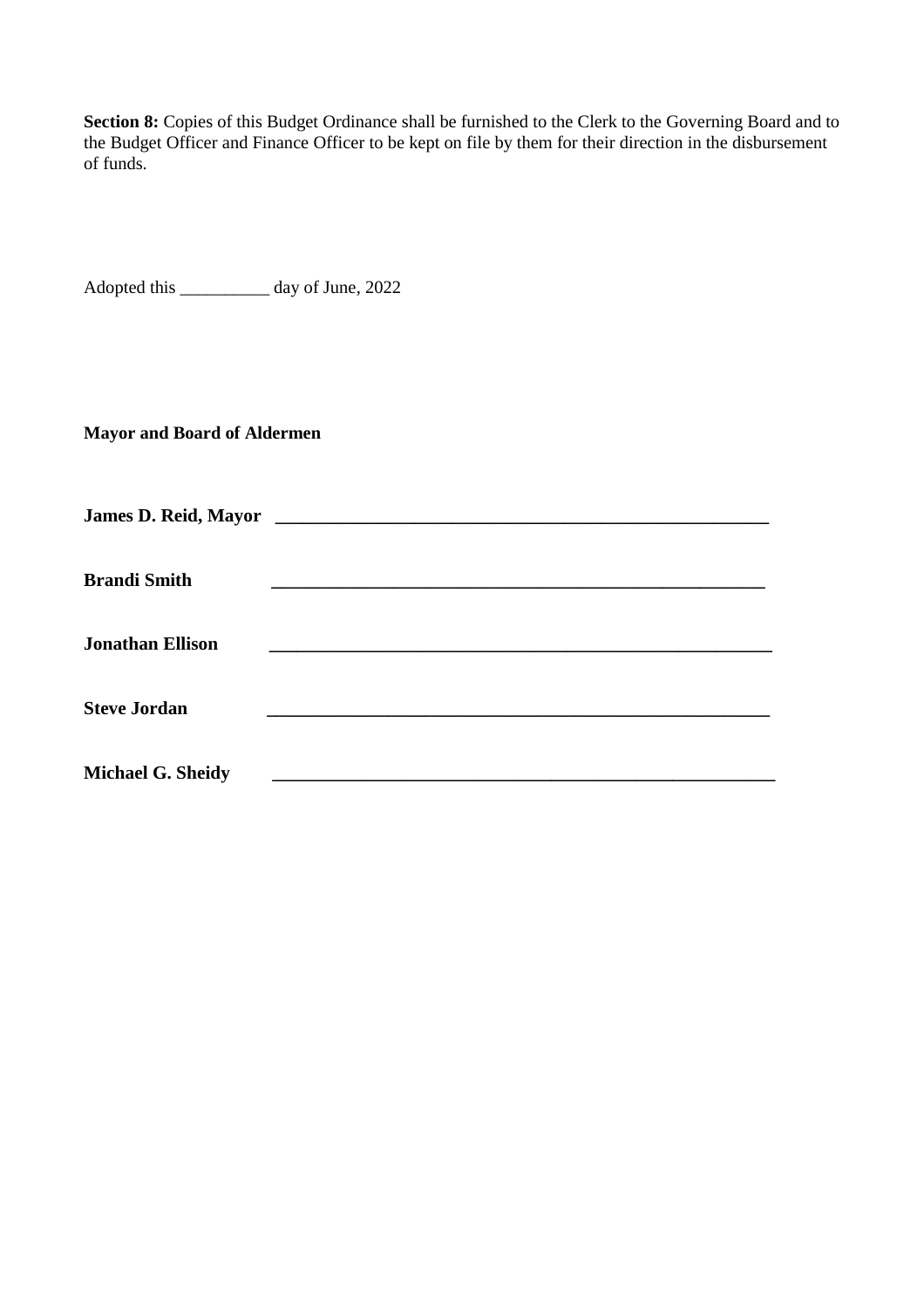**Section 8:** Copies of this Budget Ordinance shall be furnished to the Clerk to the Governing Board and to the Budget Officer and Finance Officer to be kept on file by them for their direction in the disbursement of funds.

Adopted this __________ day of June, 2022

**Mayor and Board of Aldermen**

**James D. Reid, Mayor** ________________________________________________________

**Brandi Smith** ________________________________________________________

**Jonathan Ellison** ________________________________________________________

**Steve Jordan** ________________________________________________________

**Michael G. Sheidy** ________________________________________________________